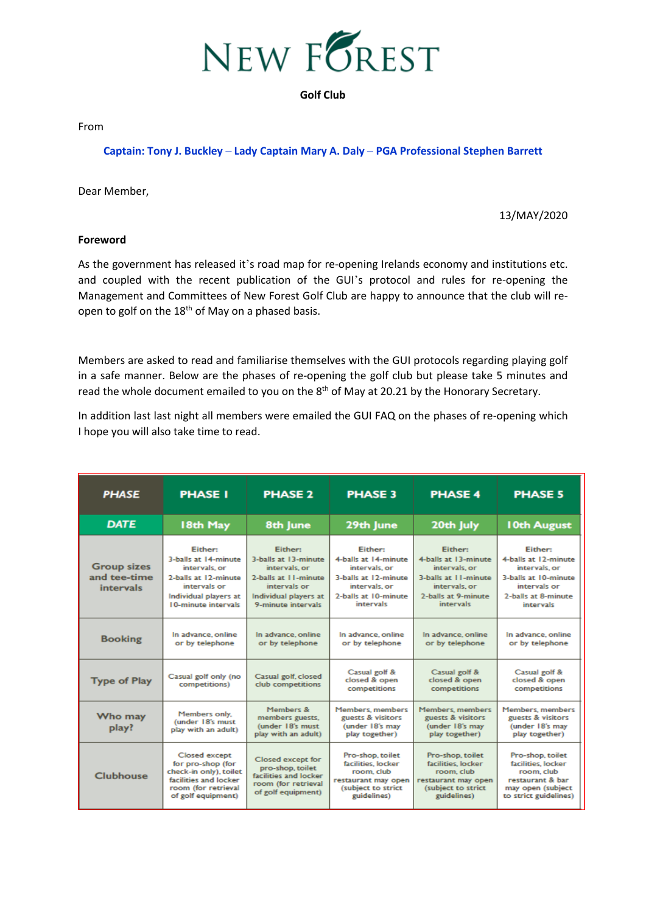# New Forest

**Golf Club**

From

**Captain: Tony J. Buckley – Lady Captain Mary A. Daly – PGA Professional Stephen Barrett**

Dear Member,

13/MAY/2020

**Foreword**

As the government has released it's road map for re-opening Irelands economy and institutions etc. and coupled with the recent publication of the GUI's protocol and rules for re-opening the Management and Committees of New Forest Golf Club are happy to announce that the club will re-open to golf on the 18th of May on a phased basis.

Members are asked to read and familiarise themselves with the GUI protocols regarding playing golf in a safe manner. Below are the phases of re-opening the golf club but please take 5 minutes and read the whole document emailed to you on the 8th of May at 20.21 by the Honorary Secretary.

In addition last last night all members were emailed the GUI FAQ on the phases of re-opening which I hope you will also take time to read.

| PHASE | PHASE 1 | PHASE 2 | PHASE 3 | PHASE 4 | PHASE 5 |
|---|---|---|---|---|---|
| DATE | 18th May | 8th June | 29th June | 20th July | 10th August |
| Group sizes and tee-time intervals | Either: 3-balls at 14-minute intervals, or 2-balls at 12-minute intervals or Individual players at 10-minute intervals | Either: 3-balls at 13-minute intervals, or 2-balls at 11-minute intervals or Individual players at 9-minute intervals | Either: 4-balls at 14-minute intervals, or 3-balls at 12-minute intervals, or 2-balls at 10-minute intervals | Either: 4-balls at 13-minute intervals, or 3-balls at 11-minute intervals, or 2-balls at 9-minute intervals | Either: 4-balls at 12-minute intervals, or 3-balls at 10-minute intervals or 2-balls at 8-minute intervals |
| Booking | In advance, online or by telephone | In advance, online or by telephone | In advance, online or by telephone | In advance, online or by telephone | In advance, online or by telephone |
| Type of Play | Casual golf only (no competitions) | Casual golf, closed club competitions | Casual golf & closed & open competitions | Casual golf & closed & open competitions | Casual golf & closed & open competitions |
| Who may play? | Members only, (under 18's must play with an adult) | Members & members guests, (under 18's must play with an adult) | Members, members guests & visitors (under 18's may play together) | Members, members guests & visitors (under 18's may play together) | Members, members guests & visitors (under 18's may play together) |
| Clubhouse | Closed except for pro-shop (for check-in only), toilet facilities and locker room (for retrieval of golf equipment) | Closed except for pro-shop, toilet facilities and locker room (for retrieval of golf equipment) | Pro-shop, toilet facilities, locker room, club restaurant may open (subject to strict guidelines) | Pro-shop, toilet facilities, locker room, club restaurant may open (subject to strict guidelines) | Pro-shop, toilet facilities, locker room, club restaurant & bar may open (subject to strict guidelines) |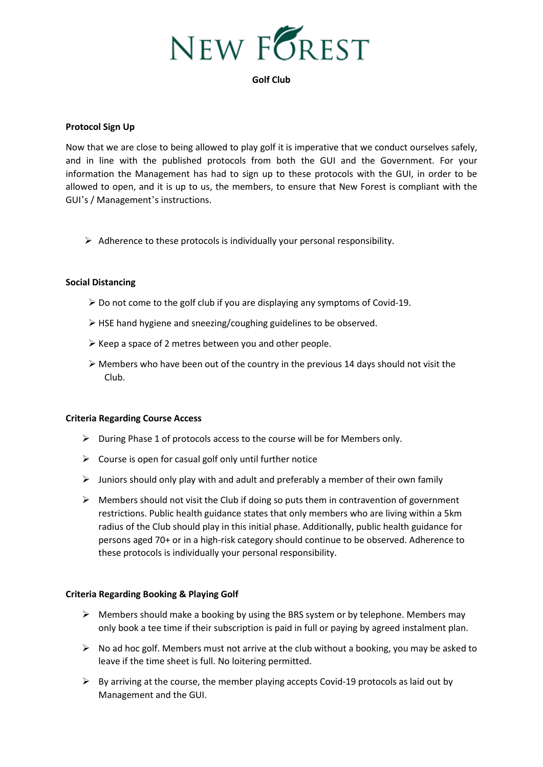# NEW FOREST

**Golf Club**

**Protocol Sign Up**

Now that we are close to being allowed to play golf it is imperative that we conduct ourselves safely, and in line with the published protocols from both the GUI and the Government. For your information the Management has had to sign up to these protocols with the GUI, in order to be allowed to open, and it is up to us, the members, to ensure that New Forest is compliant with the GUI's / Management's instructions.

- Adherence to these protocols is individually your personal responsibility.

**Social Distancing**

- Do not come to the golf club if you are displaying any symptoms of Covid-19.
- HSE hand hygiene and sneezing/coughing guidelines to be observed.
- Keep a space of 2 metres between you and other people.
- Members who have been out of the country in the previous 14 days should not visit the Club.

**Criteria Regarding Course Access**

- During Phase 1 of protocols access to the course will be for Members only.
- Course is open for casual golf only until further notice
- Juniors should only play with and adult and preferably a member of their own family
- Members should not visit the Club if doing so puts them in contravention of government restrictions. Public health guidance states that only members who are living within a 5km radius of the Club should play in this initial phase. Additionally, public health guidance for persons aged 70+ or in a high-risk category should continue to be observed. Adherence to these protocols is individually your personal responsibility.

**Criteria Regarding Booking & Playing Golf**

- Members should make a booking by using the BRS system or by telephone. Members may only book a tee time if their subscription is paid in full or paying by agreed instalment plan.
- No ad hoc golf. Members must not arrive at the club without a booking, you may be asked to leave if the time sheet is full. No loitering permitted.
- By arriving at the course, the member playing accepts Covid-19 protocols as laid out by Management and the GUI.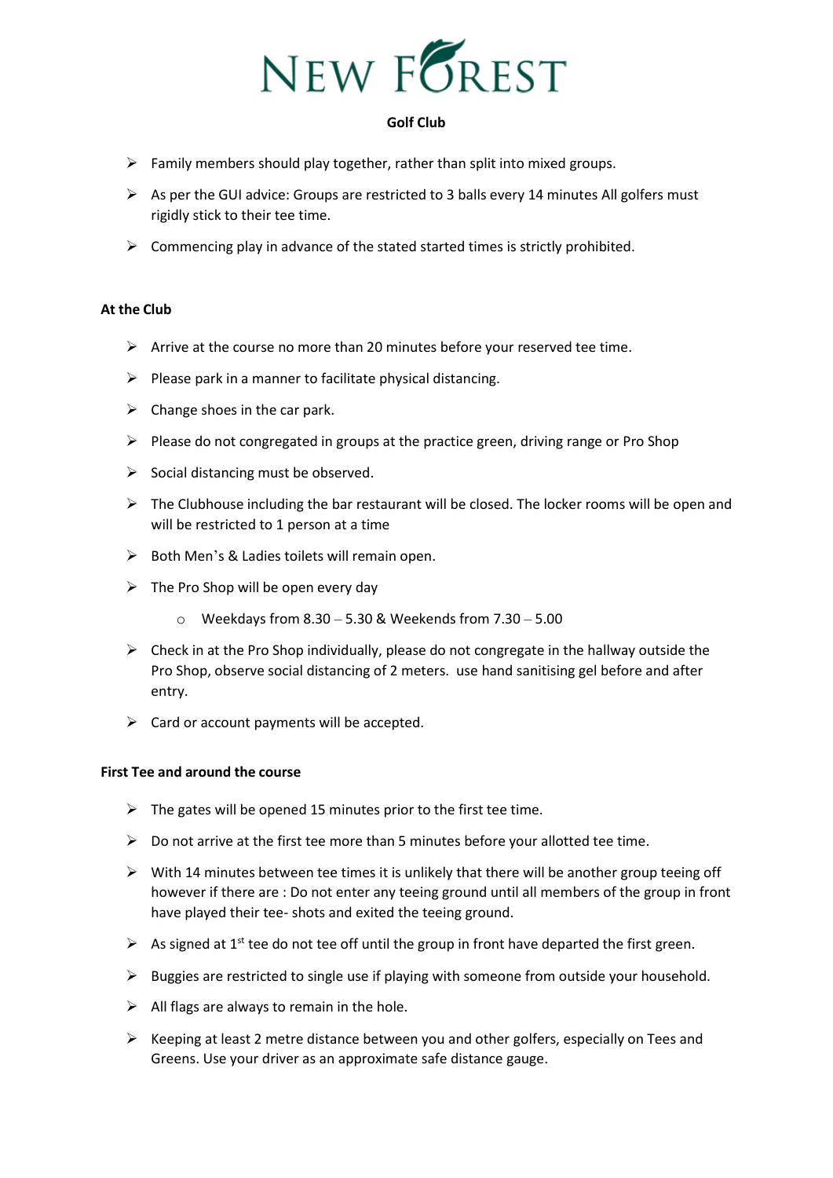# NEW FOREST

**Golf Club**

- Family members should play together, rather than split into mixed groups.
- As per the GUI advice: Groups are restricted to 3 balls every 14 minutes All golfers must rigidly stick to their tee time.
- Commencing play in advance of the stated started times is strictly prohibited.

**At the Club**

- Arrive at the course no more than 20 minutes before your reserved tee time.
- Please park in a manner to facilitate physical distancing.
- Change shoes in the car park.
- Please do not congregated in groups at the practice green, driving range or Pro Shop
- Social distancing must be observed.
- The Clubhouse including the bar restaurant will be closed. The locker rooms will be open and will be restricted to 1 person at a time
- Both Men's & Ladies toilets will remain open.
- The Pro Shop will be open every day
    - Weekdays from 8.30 – 5.30 & Weekends from 7.30 – 5.00
- Check in at the Pro Shop individually, please do not congregate in the hallway outside the Pro Shop, observe social distancing of 2 meters.  use hand sanitising gel before and after entry.
- Card or account payments will be accepted.

**First Tee and around the course**

- The gates will be opened 15 minutes prior to the first tee time.
- Do not arrive at the first tee more than 5 minutes before your allotted tee time.
- With 14 minutes between tee times it is unlikely that there will be another group teeing off however if there are : Do not enter any teeing ground until all members of the group in front have played their tee- shots and exited the teeing ground.
- As signed at 1st tee do not tee off until the group in front have departed the first green.
- Buggies are restricted to single use if playing with someone from outside your household.
- All flags are always to remain in the hole.
- Keeping at least 2 metre distance between you and other golfers, especially on Tees and Greens. Use your driver as an approximate safe distance gauge.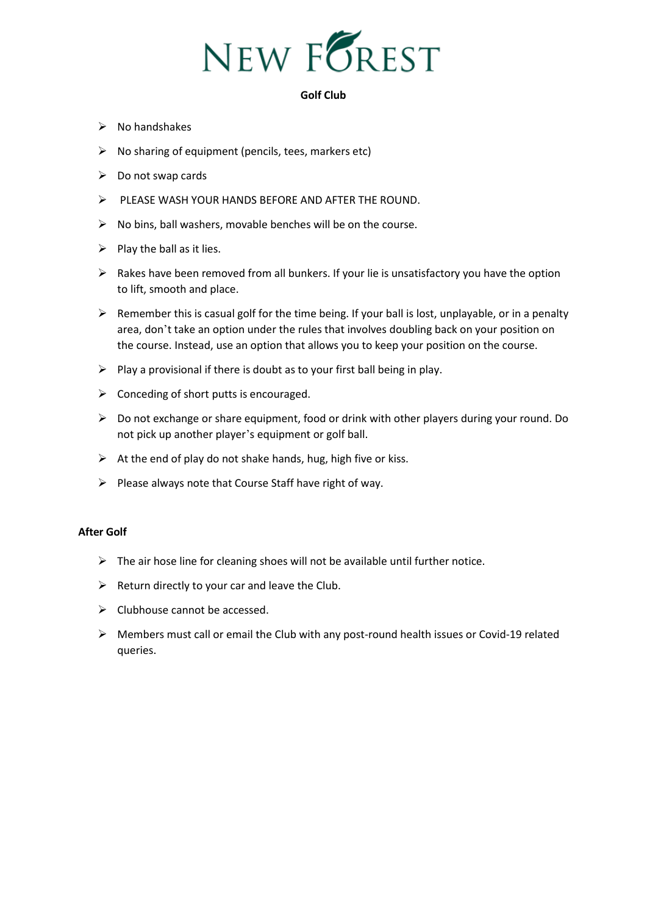# NEW FOREST

**Golf Club**

- No handshakes
- No sharing of equipment (pencils, tees, markers etc)
- Do not swap cards
- PLEASE WASH YOUR HANDS BEFORE AND AFTER THE ROUND.
- No bins, ball washers, movable benches will be on the course.
- Play the ball as it lies.
- Rakes have been removed from all bunkers. If your lie is unsatisfactory you have the option to lift, smooth and place.
- Remember this is casual golf for the time being. If your ball is lost, unplayable, or in a penalty area, don't take an option under the rules that involves doubling back on your position on the course. Instead, use an option that allows you to keep your position on the course.
- Play a provisional if there is doubt as to your first ball being in play.
- Conceding of short putts is encouraged.
- Do not exchange or share equipment, food or drink with other players during your round. Do not pick up another player's equipment or golf ball.
- At the end of play do not shake hands, hug, high five or kiss.
- Please always note that Course Staff have right of way.

**After Golf**

- The air hose line for cleaning shoes will not be available until further notice.
- Return directly to your car and leave the Club.
- Clubhouse cannot be accessed.
- Members must call or email the Club with any post-round health issues or Covid-19 related queries.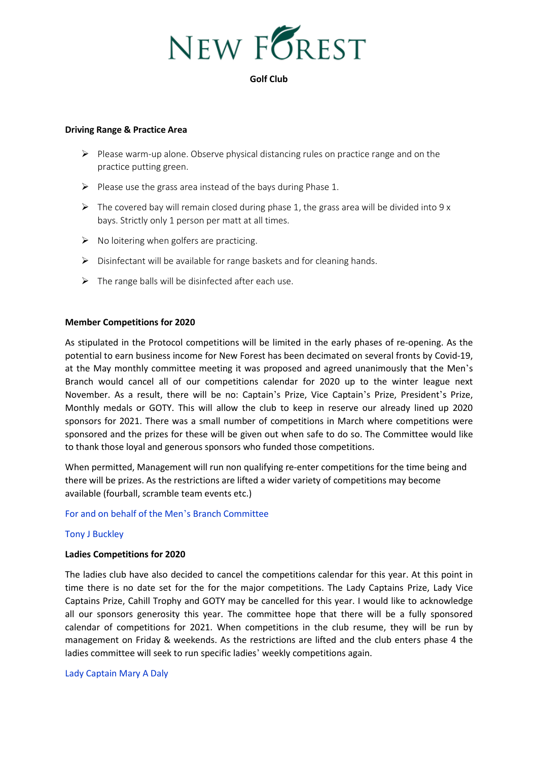# NEW FOREST

**Golf Club**

**Driving Range & Practice Area**

- Please warm-up alone. Observe physical distancing rules on practice range and on the practice putting green.
- Please use the grass area instead of the bays during Phase 1.
- The covered bay will remain closed during phase 1, the grass area will be divided into 9 x bays. Strictly only 1 person per matt at all times.
- No loitering when golfers are practicing.
- Disinfectant will be available for range baskets and for cleaning hands.
- The range balls will be disinfected after each use.

**Member Competitions for 2020**

As stipulated in the Protocol competitions will be limited in the early phases of re-opening. As the potential to earn business income for New Forest has been decimated on several fronts by Covid-19, at the May monthly committee meeting it was proposed and agreed unanimously that the Men's Branch would cancel all of our competitions calendar for 2020 up to the winter league next November. As a result, there will be no: Captain's Prize, Vice Captain's Prize, President's Prize, Monthly medals or GOTY. This will allow the club to keep in reserve our already lined up 2020 sponsors for 2021. There was a small number of competitions in March where competitions were sponsored and the prizes for these will be given out when safe to do so. The Committee would like to thank those loyal and generous sponsors who funded those competitions.

When permitted, Management will run non qualifying re-enter competitions for the time being and there will be prizes. As the restrictions are lifted a wider variety of competitions may become available (fourball, scramble team events etc.)

For and on behalf of the Men's Branch Committee

Tony J Buckley

**Ladies Competitions for 2020**

The ladies club have also decided to cancel the competitions calendar for this year. At this point in time there is no date set for the for the major competitions. The Lady Captains Prize, Lady Vice Captains Prize, Cahill Trophy and GOTY may be cancelled for this year. I would like to acknowledge all our sponsors generosity this year. The committee hope that there will be a fully sponsored calendar of competitions for 2021. When competitions in the club resume, they will be run by management on Friday & weekends. As the restrictions are lifted and the club enters phase 4 the ladies committee will seek to run specific ladies' weekly competitions again.

Lady Captain Mary A Daly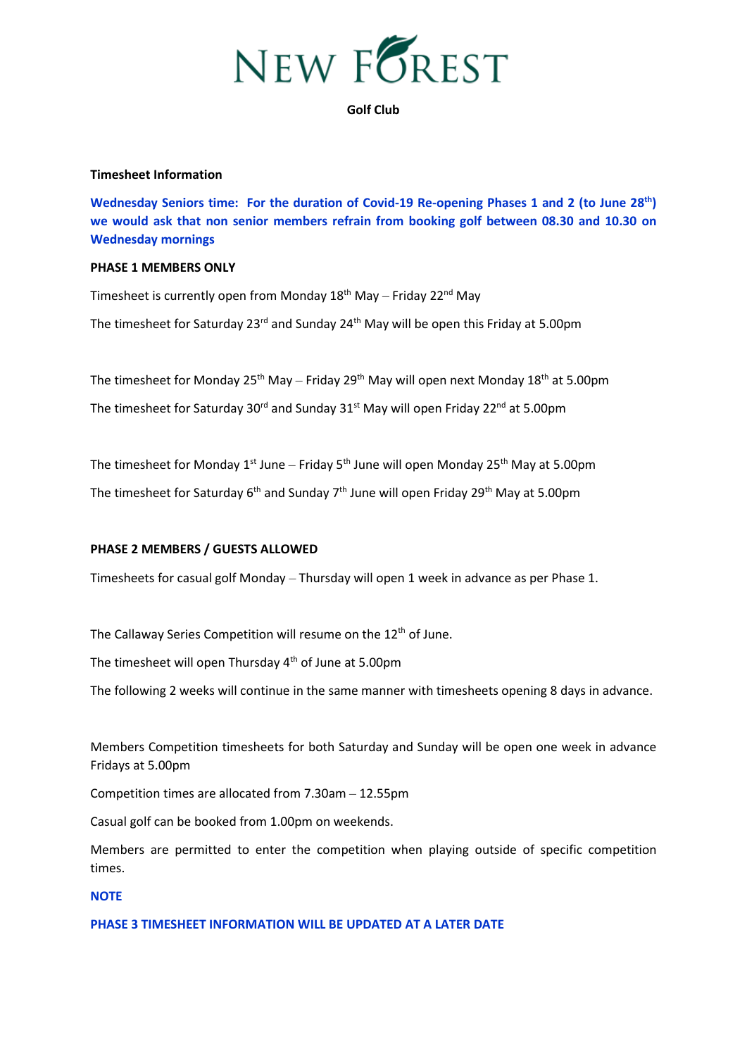# NEW FOREST

**Golf Club**

**Timesheet Information**

**Wednesday Seniors time: For the duration of Covid-19 Re-opening Phases 1 and 2 (to June 28th) we would ask that non senior members refrain from booking golf between 08.30 and 10.30 on Wednesday mornings**

**PHASE 1 MEMBERS ONLY**

Timesheet is currently open from Monday 18th May – Friday 22nd May

The timesheet for Saturday 23rd and Sunday 24th May will be open this Friday at 5.00pm

The timesheet for Monday 25th May – Friday 29th May will open next Monday 18th at 5.00pm

The timesheet for Saturday 30rd and Sunday 31st May will open Friday 22nd at 5.00pm

The timesheet for Monday 1st June – Friday 5th June will open Monday 25th May at 5.00pm

The timesheet for Saturday 6th and Sunday 7th June will open Friday 29th May at 5.00pm

**PHASE 2 MEMBERS / GUESTS ALLOWED**

Timesheets for casual golf Monday – Thursday will open 1 week in advance as per Phase 1.

The Callaway Series Competition will resume on the 12th of June.

The timesheet will open Thursday 4th of June at 5.00pm

The following 2 weeks will continue in the same manner with timesheets opening 8 days in advance.

Members Competition timesheets for both Saturday and Sunday will be open one week in advance Fridays at 5.00pm

Competition times are allocated from 7.30am – 12.55pm

Casual golf can be booked from 1.00pm on weekends.

Members are permitted to enter the competition when playing outside of specific competition times.

**NOTE**

**PHASE 3 TIMESHEET INFORMATION WILL BE UPDATED AT A LATER DATE**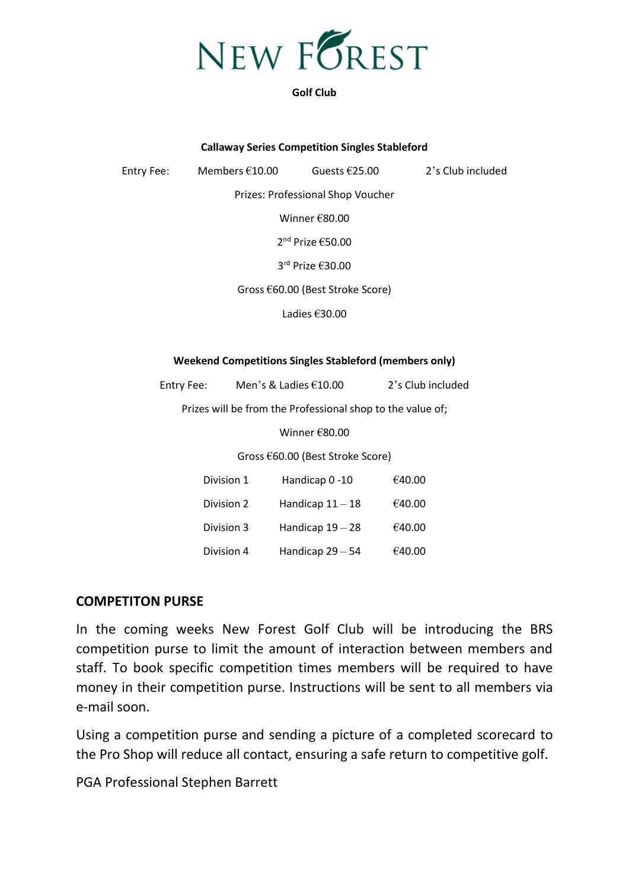# NEW FOREST

**Golf Club**

**Callaway Series Competition Singles Stableford**

Entry Fee: Members €10.00 Guests €25.00 2's Club included

Prizes: Professional Shop Voucher

Winner €80.00

2nd Prize €50.00

3rd Prize €30.00

Gross €60.00 (Best Stroke Score)

Ladies €30.00

**Weekend Competitions Singles Stableford (members only)**

Entry Fee: Men's & Ladies €10.00 2's Club included

Prizes will be from the Professional shop to the value of;

Winner €80.00

Gross €60.00 (Best Stroke Score)

| | | |
|---|---|---|
| Division 1 | Handicap 0 -10 | €40.00 |
| Division 2 | Handicap 11 – 18 | €40.00 |
| Division 3 | Handicap 19 – 28 | €40.00 |
| Division 4 | Handicap 29 – 54 | €40.00 |

**COMPETITON PURSE**

In the coming weeks New Forest Golf Club will be introducing the BRS competition purse to limit the amount of interaction between members and staff. To book specific competition times members will be required to have money in their competition purse. Instructions will be sent to all members via e-mail soon.

Using a competition purse and sending a picture of a completed scorecard to the Pro Shop will reduce all contact, ensuring a safe return to competitive golf.

PGA Professional Stephen Barrett